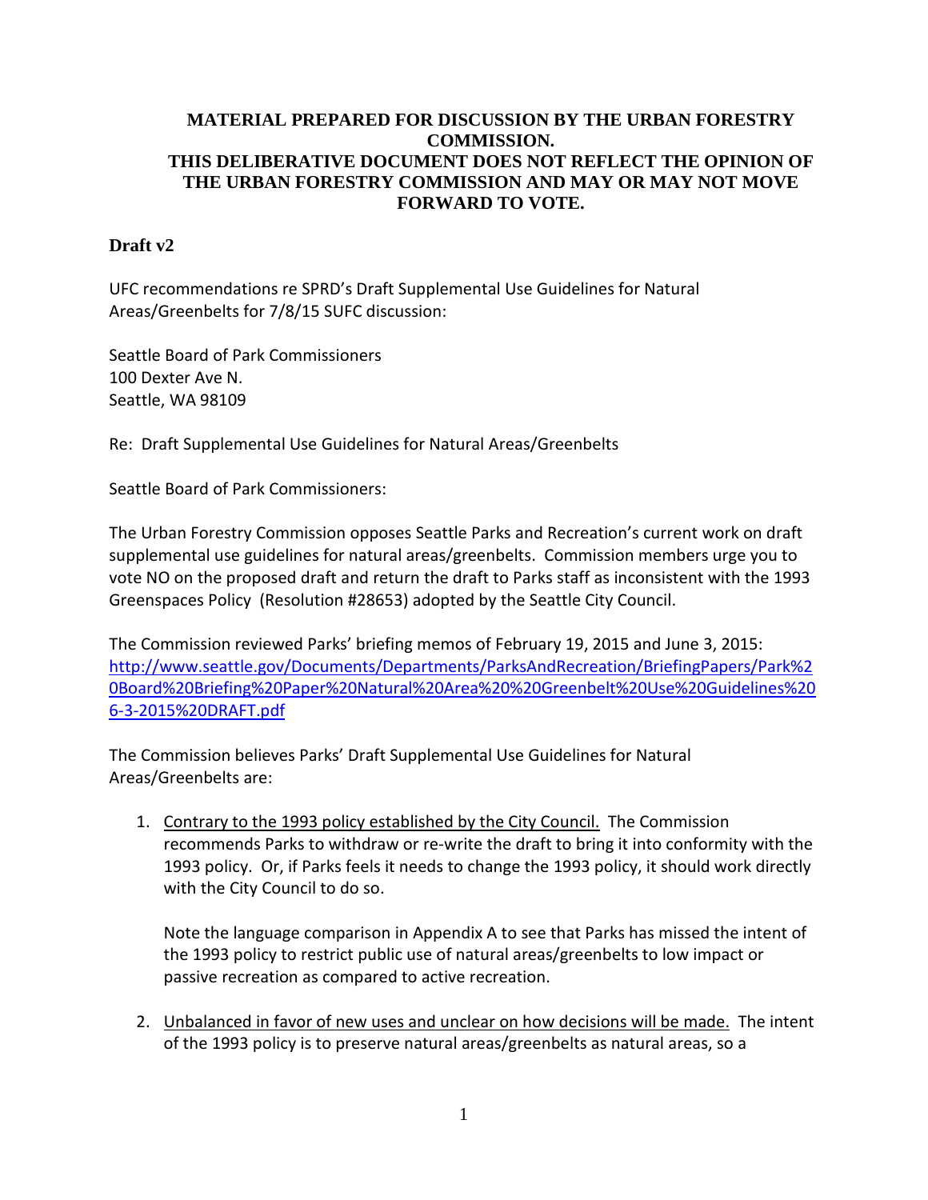**MATERIAL PREPARED FOR DISCUSSION BY THE URBAN FORESTRY COMMISSION.**
**THIS DELIBERATIVE DOCUMENT DOES NOT REFLECT THE OPINION OF THE URBAN FORESTRY COMMISSION AND MAY OR MAY NOT MOVE FORWARD TO VOTE.**

**Draft v2**

UFC recommendations re SPRD's Draft Supplemental Use Guidelines for Natural Areas/Greenbelts for 7/8/15 SUFC discussion:

Seattle Board of Park Commissioners
100 Dexter Ave N.
Seattle, WA 98109

Re: Draft Supplemental Use Guidelines for Natural Areas/Greenbelts

Seattle Board of Park Commissioners:

The Urban Forestry Commission opposes Seattle Parks and Recreation's current work on draft supplemental use guidelines for natural areas/greenbelts. Commission members urge you to vote NO on the proposed draft and return the draft to Parks staff as inconsistent with the 1993 Greenspaces Policy (Resolution #28653) adopted by the Seattle City Council.

The Commission reviewed Parks' briefing memos of February 19, 2015 and June 3, 2015: http://www.seattle.gov/Documents/Departments/ParksAndRecreation/BriefingPapers/Park%20Board%20Briefing%20Paper%20Natural%20Area%20%20Greenbelt%20Use%20Guidelines%206-3-2015%20DRAFT.pdf

The Commission believes Parks' Draft Supplemental Use Guidelines for Natural Areas/Greenbelts are:

1. Contrary to the 1993 policy established by the City Council. The Commission recommends Parks to withdraw or re-write the draft to bring it into conformity with the 1993 policy. Or, if Parks feels it needs to change the 1993 policy, it should work directly with the City Council to do so.

   Note the language comparison in Appendix A to see that Parks has missed the intent of the 1993 policy to restrict public use of natural areas/greenbelts to low impact or passive recreation as compared to active recreation.

2. Unbalanced in favor of new uses and unclear on how decisions will be made. The intent of the 1993 policy is to preserve natural areas/greenbelts as natural areas, so a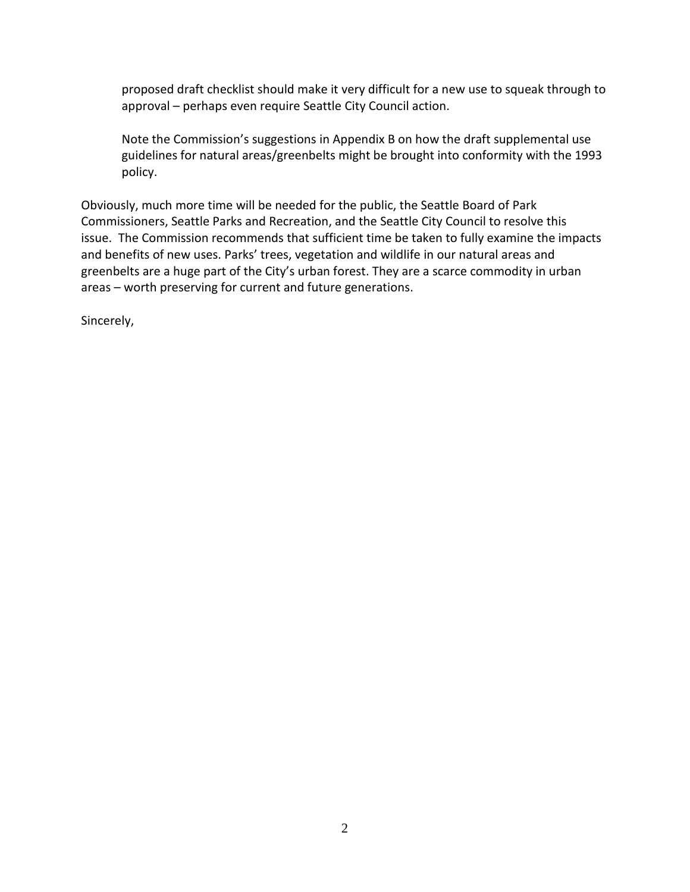proposed draft checklist should make it very difficult for a new use to squeak through to approval – perhaps even require Seattle City Council action.

Note the Commission's suggestions in Appendix B on how the draft supplemental use guidelines for natural areas/greenbelts might be brought into conformity with the 1993 policy.

Obviously, much more time will be needed for the public, the Seattle Board of Park Commissioners, Seattle Parks and Recreation, and the Seattle City Council to resolve this issue. The Commission recommends that sufficient time be taken to fully examine the impacts and benefits of new uses. Parks' trees, vegetation and wildlife in our natural areas and greenbelts are a huge part of the City's urban forest. They are a scarce commodity in urban areas – worth preserving for current and future generations.

Sincerely,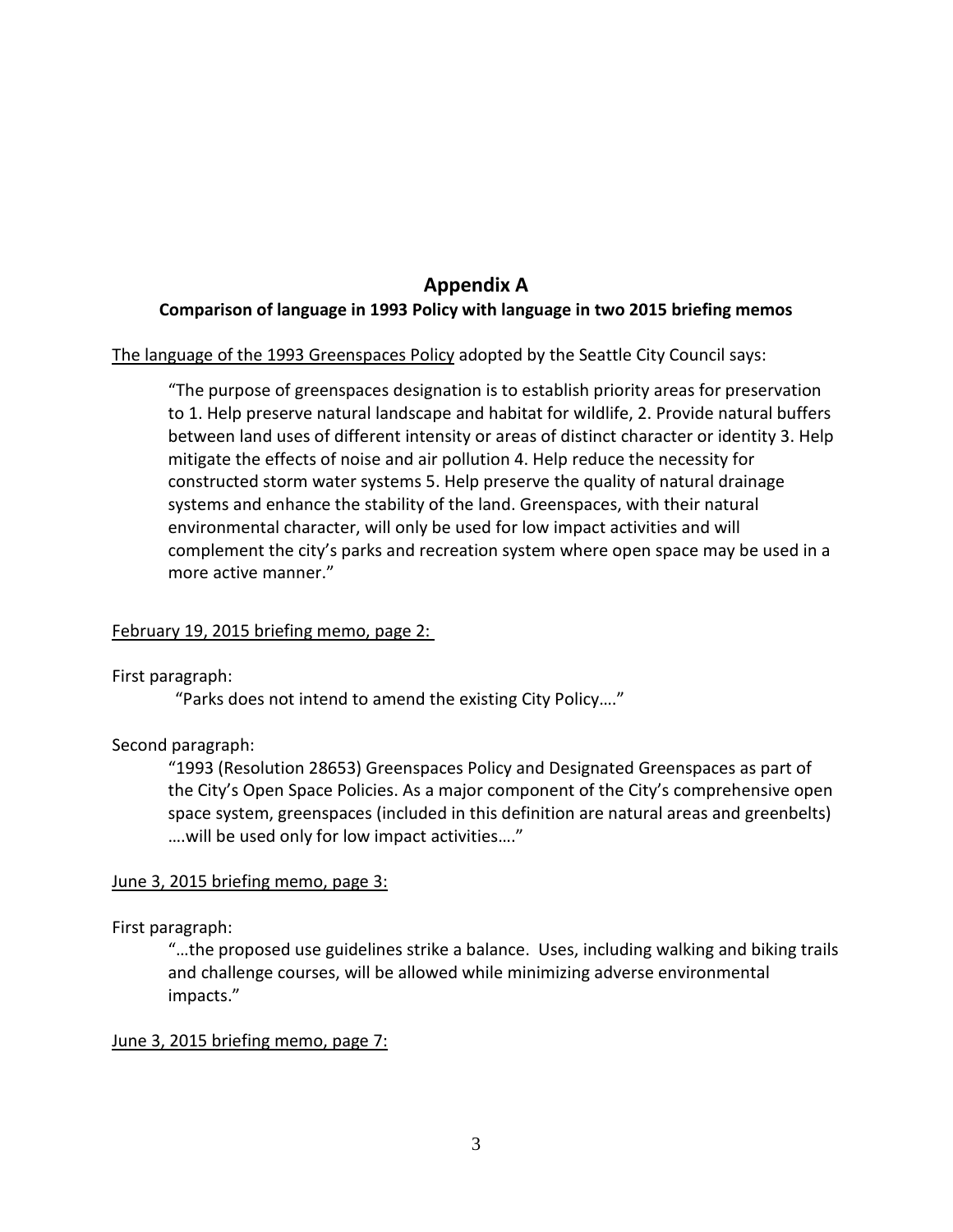# Appendix A

## Comparison of language in 1993 Policy with language in two 2015 briefing memos

<u>The language of the 1993 Greenspaces Policy</u> adopted by the Seattle City Council says:

> "The purpose of greenspaces designation is to establish priority areas for preservation to 1. Help preserve natural landscape and habitat for wildlife, 2. Provide natural buffers between land uses of different intensity or areas of distinct character or identity 3. Help mitigate the effects of noise and air pollution 4. Help reduce the necessity for constructed storm water systems 5. Help preserve the quality of natural drainage systems and enhance the stability of the land. Greenspaces, with their natural environmental character, will only be used for low impact activities and will complement the city's parks and recreation system where open space may be used in a more active manner."

<u>February 19, 2015 briefing memo, page 2:</u>

First paragraph:

> "Parks does not intend to amend the existing City Policy…."

Second paragraph:

> "1993 (Resolution 28653) Greenspaces Policy and Designated Greenspaces as part of the City's Open Space Policies. As a major component of the City's comprehensive open space system, greenspaces (included in this definition are natural areas and greenbelts) ….will be used only for low impact activities…."

<u>June 3, 2015 briefing memo, page 3:</u>

First paragraph:

> "…the proposed use guidelines strike a balance. Uses, including walking and biking trails and challenge courses, will be allowed while minimizing adverse environmental impacts."

<u>June 3, 2015 briefing memo, page 7:</u>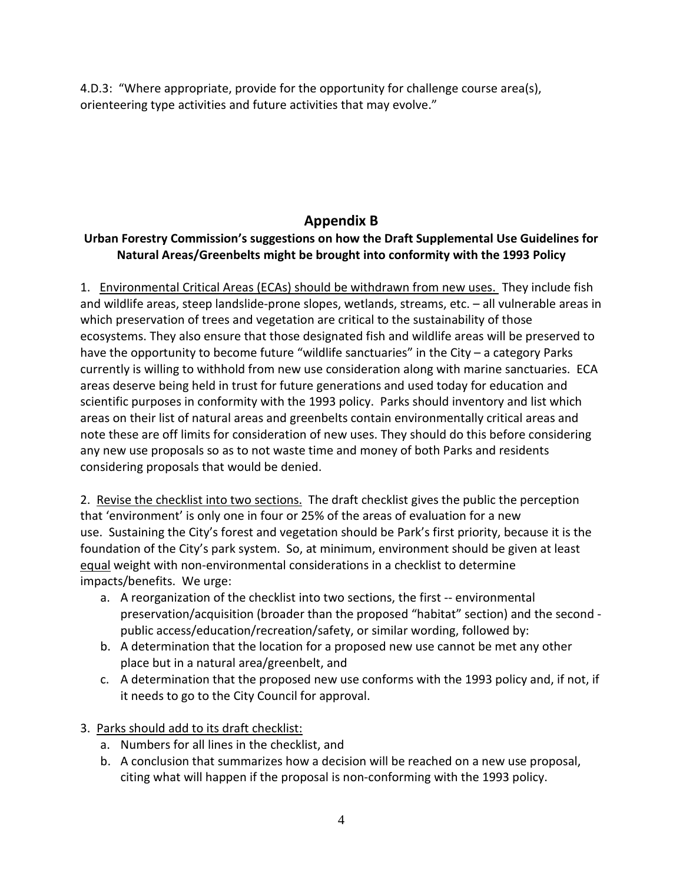4.D.3: "Where appropriate, provide for the opportunity for challenge course area(s), orienteering type activities and future activities that may evolve."

## Appendix B

### Urban Forestry Commission's suggestions on how the Draft Supplemental Use Guidelines for Natural Areas/Greenbelts might be brought into conformity with the 1993 Policy

1. Environmental Critical Areas (ECAs) should be withdrawn from new uses. They include fish and wildlife areas, steep landslide-prone slopes, wetlands, streams, etc. – all vulnerable areas in which preservation of trees and vegetation are critical to the sustainability of those ecosystems. They also ensure that those designated fish and wildlife areas will be preserved to have the opportunity to become future "wildlife sanctuaries" in the City – a category Parks currently is willing to withhold from new use consideration along with marine sanctuaries. ECA areas deserve being held in trust for future generations and used today for education and scientific purposes in conformity with the 1993 policy. Parks should inventory and list which areas on their list of natural areas and greenbelts contain environmentally critical areas and note these are off limits for consideration of new uses. They should do this before considering any new use proposals so as to not waste time and money of both Parks and residents considering proposals that would be denied.

2. Revise the checklist into two sections. The draft checklist gives the public the perception that 'environment' is only one in four or 25% of the areas of evaluation for a new use. Sustaining the City's forest and vegetation should be Park's first priority, because it is the foundation of the City's park system. So, at minimum, environment should be given at least equal weight with non-environmental considerations in a checklist to determine impacts/benefits. We urge:
   a. A reorganization of the checklist into two sections, the first -- environmental preservation/acquisition (broader than the proposed "habitat" section) and the second - public access/education/recreation/safety, or similar wording, followed by:
   b. A determination that the location for a proposed new use cannot be met any other place but in a natural area/greenbelt, and
   c. A determination that the proposed new use conforms with the 1993 policy and, if not, if it needs to go to the City Council for approval.

3. Parks should add to its draft checklist:
   a. Numbers for all lines in the checklist, and
   b. A conclusion that summarizes how a decision will be reached on a new use proposal, citing what will happen if the proposal is non-conforming with the 1993 policy.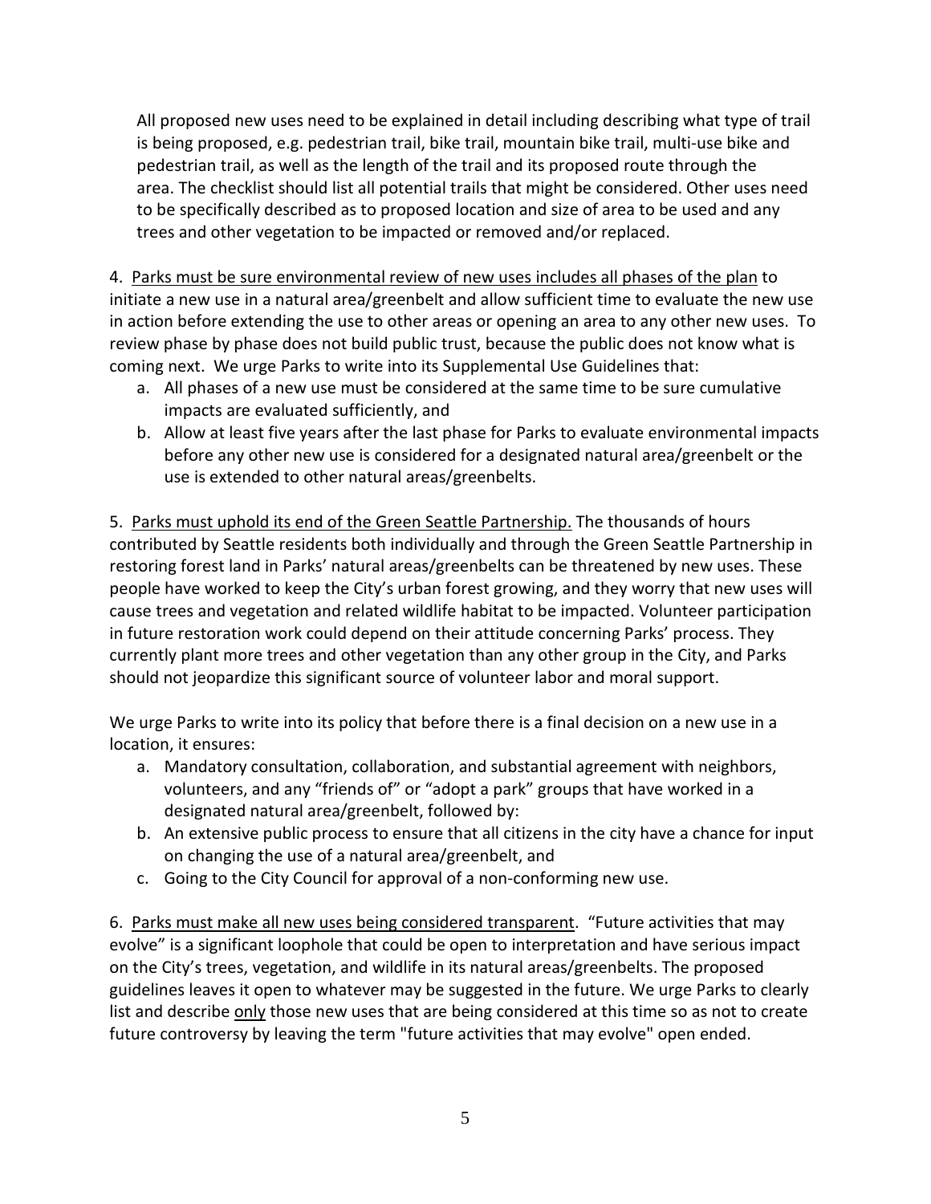All proposed new uses need to be explained in detail including describing what type of trail is being proposed, e.g. pedestrian trail, bike trail, mountain bike trail, multi-use bike and pedestrian trail, as well as the length of the trail and its proposed route through the area. The checklist should list all potential trails that might be considered. Other uses need to be specifically described as to proposed location and size of area to be used and any trees and other vegetation to be impacted or removed and/or replaced.

4. <u>Parks must be sure environmental review of new uses includes all phases of the plan</u> to initiate a new use in a natural area/greenbelt and allow sufficient time to evaluate the new use in action before extending the use to other areas or opening an area to any other new uses. To review phase by phase does not build public trust, because the public does not know what is coming next. We urge Parks to write into its Supplemental Use Guidelines that:

a. All phases of a new use must be considered at the same time to be sure cumulative impacts are evaluated sufficiently, and
b. Allow at least five years after the last phase for Parks to evaluate environmental impacts before any other new use is considered for a designated natural area/greenbelt or the use is extended to other natural areas/greenbelts.

5. <u>Parks must uphold its end of the Green Seattle Partnership.</u> The thousands of hours contributed by Seattle residents both individually and through the Green Seattle Partnership in restoring forest land in Parks' natural areas/greenbelts can be threatened by new uses. These people have worked to keep the City's urban forest growing, and they worry that new uses will cause trees and vegetation and related wildlife habitat to be impacted. Volunteer participation in future restoration work could depend on their attitude concerning Parks' process. They currently plant more trees and other vegetation than any other group in the City, and Parks should not jeopardize this significant source of volunteer labor and moral support.

We urge Parks to write into its policy that before there is a final decision on a new use in a location, it ensures:

a. Mandatory consultation, collaboration, and substantial agreement with neighbors, volunteers, and any "friends of" or "adopt a park" groups that have worked in a designated natural area/greenbelt, followed by:
b. An extensive public process to ensure that all citizens in the city have a chance for input on changing the use of a natural area/greenbelt, and
c. Going to the City Council for approval of a non-conforming new use.

6. <u>Parks must make all new uses being considered transparent</u>. "Future activities that may evolve" is a significant loophole that could be open to interpretation and have serious impact on the City's trees, vegetation, and wildlife in its natural areas/greenbelts. The proposed guidelines leaves it open to whatever may be suggested in the future. We urge Parks to clearly list and describe <u>only</u> those new uses that are being considered at this time so as not to create future controversy by leaving the term "future activities that may evolve" open ended.